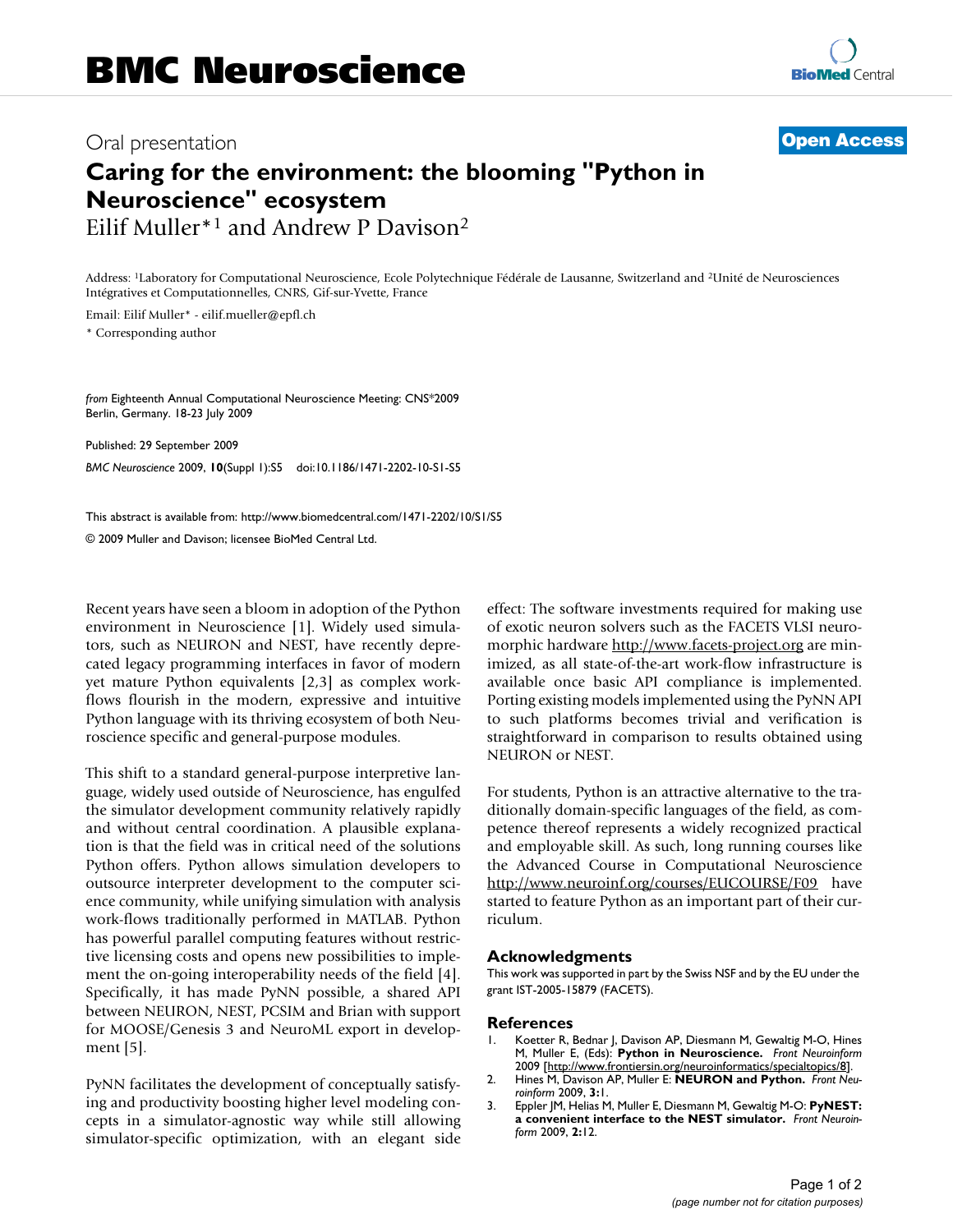# BMC Neuroscience

Oral presentation

**Open Access**

# Caring for the environment: the blooming "Python in Neuroscience" ecosystem

Eilif Muller*[1] and Andrew P Davison[2]

Address: [1]Laboratory for Computational Neuroscience, Ecole Polytechnique Fédérale de Lausanne, Switzerland and [2]Unité de Neurosciences Intégratives et Computationnelles, CNRS, Gif-sur-Yvette, France

Email: Eilif Muller* - eilif.mueller@epfl.ch

\* Corresponding author

*from* Eighteenth Annual Computational Neuroscience Meeting: CNS*2009
Berlin, Germany. 18-23 July 2009

Published: 29 September 2009

*BMC Neuroscience* 2009, **10**(Suppl 1):S5 doi:10.1186/1471-2202-10-S1-S5

This abstract is available from: http://www.biomedcentral.com/1471-2202/10/S1/S5

© 2009 Muller and Davison; licensee BioMed Central Ltd.

Recent years have seen a bloom in adoption of the Python environment in Neuroscience [1]. Widely used simulators, such as NEURON and NEST, have recently deprecated legacy programming interfaces in favor of modern yet mature Python equivalents [2,3] as complex workflows flourish in the modern, expressive and intuitive Python language with its thriving ecosystem of both Neuroscience specific and general-purpose modules.

This shift to a standard general-purpose interpretive language, widely used outside of Neuroscience, has engulfed the simulator development community relatively rapidly and without central coordination. A plausible explanation is that the field was in critical need of the solutions Python offers. Python allows simulation developers to outsource interpreter development to the computer science community, while unifying simulation with analysis work-flows traditionally performed in MATLAB. Python has powerful parallel computing features without restrictive licensing costs and opens new possibilities to implement the on-going interoperability needs of the field [4]. Specifically, it has made PyNN possible, a shared API between NEURON, NEST, PCSIM and Brian with support for MOOSE/Genesis 3 and NeuroML export in development [5].

PyNN facilitates the development of conceptually satisfying and productivity boosting higher level modeling concepts in a simulator-agnostic way while still allowing simulator-specific optimization, with an elegant side effect: The software investments required for making use of exotic neuron solvers such as the FACETS VLSI neuromorphic hardware http://www.facets-project.org are minimized, as all state-of-the-art work-flow infrastructure is available once basic API compliance is implemented. Porting existing models implemented using the PyNN API to such platforms becomes trivial and verification is straightforward in comparison to results obtained using NEURON or NEST.

For students, Python is an attractive alternative to the traditionally domain-specific languages of the field, as competence thereof represents a widely recognized practical and employable skill. As such, long running courses like the Advanced Course in Computational Neuroscience http://www.neuroinf.org/courses/EUCOURSE/F09 have started to feature Python as an important part of their curriculum.

## Acknowledgments

This work was supported in part by the Swiss NSF and by the EU under the grant IST-2005-15879 (FACETS).

## References

1. Koetter R, Bednar J, Davison AP, Diesmann M, Gewaltig M-O, Hines M, Muller E, (Eds): **Python in Neuroscience.** *Front Neuroinform* 2009 [http://www.frontiersin.org/neuroinformatics/specialtopics/8].
2. Hines M, Davison AP, Muller E: **NEURON and Python.** *Front Neuroinform* 2009, **3:**1.
3. Eppler JM, Helias M, Muller E, Diesmann M, Gewaltig M-O: **PyNEST: a convenient interface to the NEST simulator.** *Front Neuroinform* 2009, **2:**12.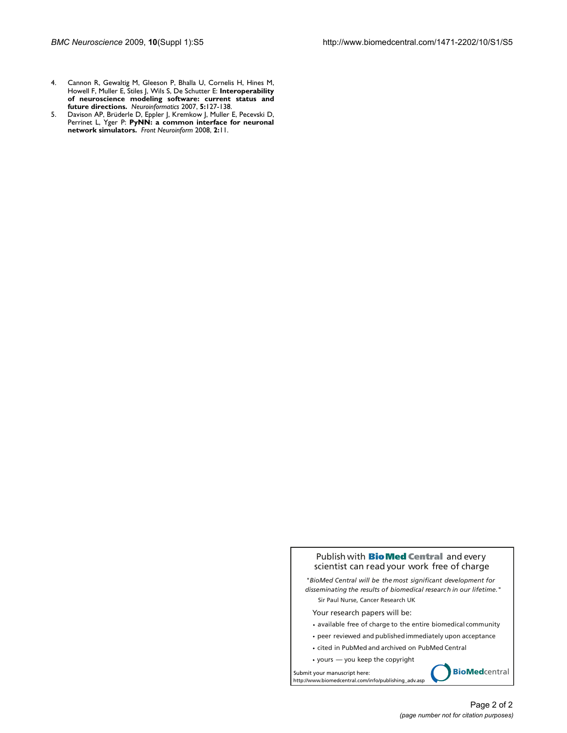4. Cannon R, Gewaltig M, Gleeson P, Bhalla U, Cornelis H, Hines M, Howell F, Muller E, Stiles J, Wils S, De Schutter E: **Interoperability of neuroscience modeling software: current status and future directions.** *Neuroinformatics* 2007, **5:**127-138.
5. Davison AP, Brüderle D, Eppler J, Kremkow J, Muller E, Pecevski D, Perrinet L, Yger P: **PyNN: a common interface for neuronal network simulators.** *Front Neuroinform* 2008, **2:**11.

Publish with **BioMed Central** and every scientist can read your work free of charge

*"BioMed Central will be the most significant development for disseminating the results of biomedical research in our lifetime."*

Sir Paul Nurse, Cancer Research UK

Your research papers will be:

- available free of charge to the entire biomedical community
- peer reviewed and published immediately upon acceptance
- cited in PubMed and archived on PubMed Central
- yours — you keep the copyright

Submit your manuscript here:
http://www.biomedcentral.com/info/publishing_adv.asp

**BioMed**central